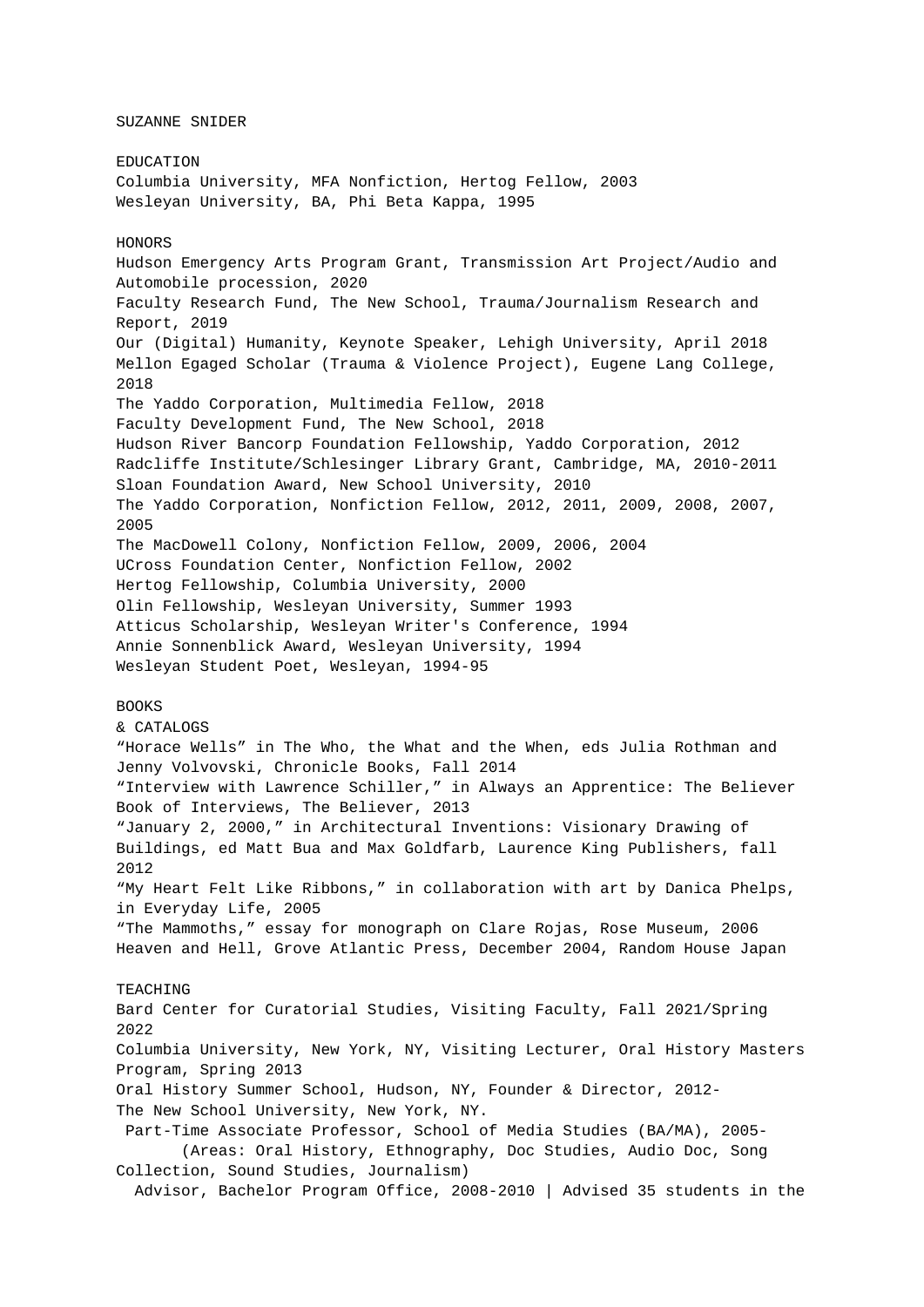# SUZANNE SNIDER

## EDUCATION

Columbia University, MFA Nonfiction, Hertog Fellow, 2003
Wesleyan University, BA, Phi Beta Kappa, 1995

## HONORS

Hudson Emergency Arts Program Grant, Transmission Art Project/Audio and Automobile procession, 2020
Faculty Research Fund, The New School, Trauma/Journalism Research and Report, 2019
Our (Digital) Humanity, Keynote Speaker, Lehigh University, April 2018
Mellon Egaged Scholar (Trauma & Violence Project), Eugene Lang College, 2018
The Yaddo Corporation, Multimedia Fellow, 2018
Faculty Development Fund, The New School, 2018
Hudson River Bancorp Foundation Fellowship, Yaddo Corporation, 2012
Radcliffe Institute/Schlesinger Library Grant, Cambridge, MA, 2010-2011
Sloan Foundation Award, New School University, 2010
The Yaddo Corporation, Nonfiction Fellow, 2012, 2011, 2009, 2008, 2007, 2005
The MacDowell Colony, Nonfiction Fellow, 2009, 2006, 2004
UCross Foundation Center, Nonfiction Fellow, 2002
Hertog Fellowship, Columbia University, 2000
Olin Fellowship, Wesleyan University, Summer 1993
Atticus Scholarship, Wesleyan Writer's Conference, 1994
Annie Sonnenblick Award, Wesleyan University, 1994
Wesleyan Student Poet, Wesleyan, 1994-95

## BOOKS & CATALOGS

"Horace Wells" in The Who, the What and the When, eds Julia Rothman and Jenny Volvovski, Chronicle Books, Fall 2014
"Interview with Lawrence Schiller," in Always an Apprentice: The Believer Book of Interviews, The Believer, 2013
"January 2, 2000," in Architectural Inventions: Visionary Drawing of Buildings, ed Matt Bua and Max Goldfarb, Laurence King Publishers, fall 2012
"My Heart Felt Like Ribbons," in collaboration with art by Danica Phelps, in Everyday Life, 2005
"The Mammoths," essay for monograph on Clare Rojas, Rose Museum, 2006
Heaven and Hell, Grove Atlantic Press, December 2004, Random House Japan

## TEACHING

Bard Center for Curatorial Studies, Visiting Faculty, Fall 2021/Spring 2022
Columbia University, New York, NY, Visiting Lecturer, Oral History Masters Program, Spring 2013
Oral History Summer School, Hudson, NY, Founder & Director, 2012-
The New School University, New York, NY.
Part-Time Associate Professor, School of Media Studies (BA/MA), 2005-
(Areas: Oral History, Ethnography, Doc Studies, Audio Doc, Song Collection, Sound Studies, Journalism)
Advisor, Bachelor Program Office, 2008-2010 | Advised 35 students in the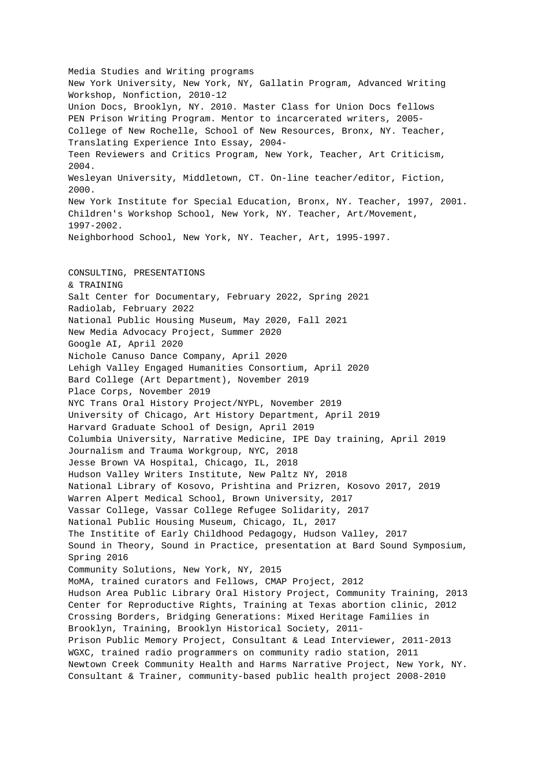Media Studies and Writing programs
New York University, New York, NY, Gallatin Program, Advanced Writing Workshop, Nonfiction, 2010-12
Union Docs, Brooklyn, NY. 2010. Master Class for Union Docs fellows
PEN Prison Writing Program. Mentor to incarcerated writers, 2005-
College of New Rochelle, School of New Resources, Bronx, NY. Teacher, Translating Experience Into Essay, 2004-
Teen Reviewers and Critics Program, New York, Teacher, Art Criticism, 2004.
Wesleyan University, Middletown, CT. On-line teacher/editor, Fiction, 2000.
New York Institute for Special Education, Bronx, NY. Teacher, 1997, 2001.
Children's Workshop School, New York, NY. Teacher, Art/Movement, 1997-2002.
Neighborhood School, New York, NY. Teacher, Art, 1995-1997.

CONSULTING, PRESENTATIONS
& TRAINING
Salt Center for Documentary, February 2022, Spring 2021
Radiolab, February 2022
National Public Housing Museum, May 2020, Fall 2021
New Media Advocacy Project, Summer 2020
Google AI, April 2020
Nichole Canuso Dance Company, April 2020
Lehigh Valley Engaged Humanities Consortium, April 2020
Bard College (Art Department), November 2019
Place Corps, November 2019
NYC Trans Oral History Project/NYPL, November 2019
University of Chicago, Art History Department, April 2019
Harvard Graduate School of Design, April 2019
Columbia University, Narrative Medicine, IPE Day training, April 2019
Journalism and Trauma Workgroup, NYC, 2018
Jesse Brown VA Hospital, Chicago, IL, 2018
Hudson Valley Writers Institute, New Paltz NY, 2018
National Library of Kosovo, Prishtina and Prizren, Kosovo 2017, 2019
Warren Alpert Medical School, Brown University, 2017
Vassar College, Vassar College Refugee Solidarity, 2017
National Public Housing Museum, Chicago, IL, 2017
The Institite of Early Childhood Pedagogy, Hudson Valley, 2017
Sound in Theory, Sound in Practice, presentation at Bard Sound Symposium, Spring 2016
Community Solutions, New York, NY, 2015
MoMA, trained curators and Fellows, CMAP Project, 2012
Hudson Area Public Library Oral History Project, Community Training, 2013
Center for Reproductive Rights, Training at Texas abortion clinic, 2012
Crossing Borders, Bridging Generations: Mixed Heritage Families in Brooklyn, Training, Brooklyn Historical Society, 2011-
Prison Public Memory Project, Consultant & Lead Interviewer, 2011-2013
WGXC, trained radio programmers on community radio station, 2011
Newtown Creek Community Health and Harms Narrative Project, New York, NY. Consultant & Trainer, community-based public health project 2008-2010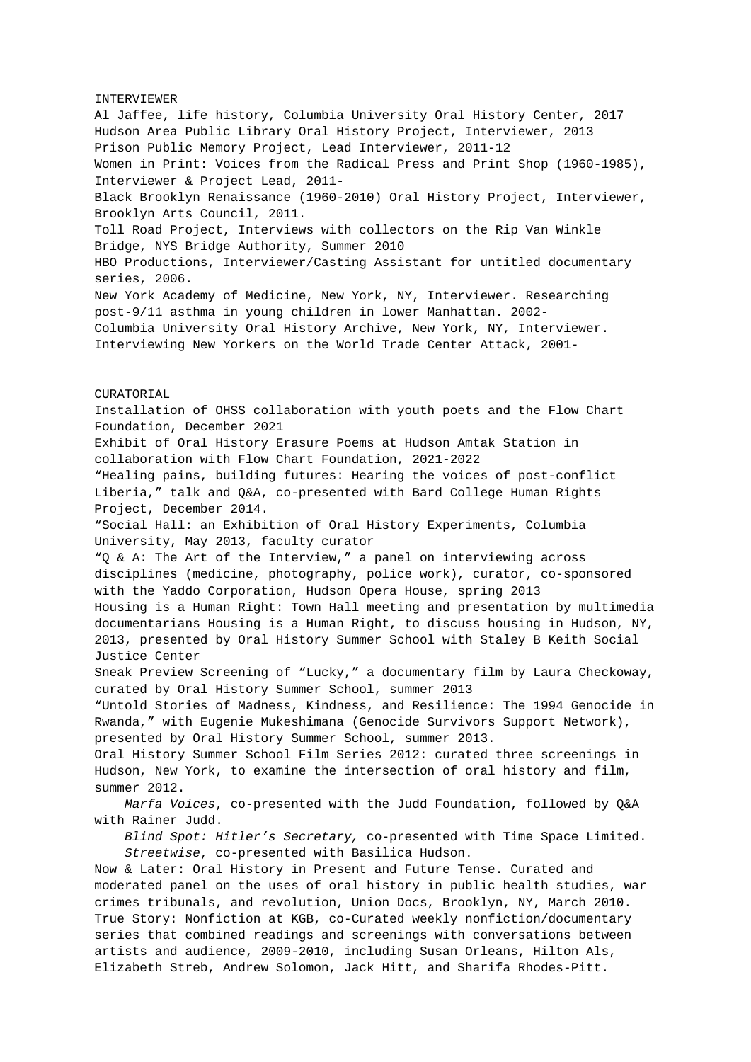INTERVIEWER

Al Jaffee, life history, Columbia University Oral History Center, 2017
Hudson Area Public Library Oral History Project, Interviewer, 2013
Prison Public Memory Project, Lead Interviewer, 2011-12
Women in Print: Voices from the Radical Press and Print Shop (1960-1985), Interviewer & Project Lead, 2011-
Black Brooklyn Renaissance (1960-2010) Oral History Project, Interviewer, Brooklyn Arts Council, 2011.
Toll Road Project, Interviews with collectors on the Rip Van Winkle Bridge, NYS Bridge Authority, Summer 2010
HBO Productions, Interviewer/Casting Assistant for untitled documentary series, 2006.
New York Academy of Medicine, New York, NY, Interviewer. Researching post-9/11 asthma in young children in lower Manhattan. 2002-
Columbia University Oral History Archive, New York, NY, Interviewer. Interviewing New Yorkers on the World Trade Center Attack, 2001-

CURATORIAL

Installation of OHSS collaboration with youth poets and the Flow Chart Foundation, December 2021
Exhibit of Oral History Erasure Poems at Hudson Amtak Station in collaboration with Flow Chart Foundation, 2021-2022
"Healing pains, building futures: Hearing the voices of post-conflict Liberia," talk and Q&A, co-presented with Bard College Human Rights Project, December 2014.
"Social Hall: an Exhibition of Oral History Experiments, Columbia University, May 2013, faculty curator
"Q & A: The Art of the Interview," a panel on interviewing across disciplines (medicine, photography, police work), curator, co-sponsored with the Yaddo Corporation, Hudson Opera House, spring 2013
Housing is a Human Right: Town Hall meeting and presentation by multimedia documentarians Housing is a Human Right, to discuss housing in Hudson, NY, 2013, presented by Oral History Summer School with Staley B Keith Social Justice Center
Sneak Preview Screening of "Lucky," a documentary film by Laura Checkoway, curated by Oral History Summer School, summer 2013
"Untold Stories of Madness, Kindness, and Resilience: The 1994 Genocide in Rwanda," with Eugenie Mukeshimana (Genocide Survivors Support Network), presented by Oral History Summer School, summer 2013.
Oral History Summer School Film Series 2012: curated three screenings in Hudson, New York, to examine the intersection of oral history and film, summer 2012.

*Marfa Voices*, co-presented with the Judd Foundation, followed by Q&A with Rainer Judd.

*Blind Spot: Hitler's Secretary,* co-presented with Time Space Limited.

*Streetwise*, co-presented with Basilica Hudson.

Now & Later: Oral History in Present and Future Tense. Curated and moderated panel on the uses of oral history in public health studies, war crimes tribunals, and revolution, Union Docs, Brooklyn, NY, March 2010.
True Story: Nonfiction at KGB, co-Curated weekly nonfiction/documentary series that combined readings and screenings with conversations between artists and audience, 2009-2010, including Susan Orleans, Hilton Als, Elizabeth Streb, Andrew Solomon, Jack Hitt, and Sharifa Rhodes-Pitt.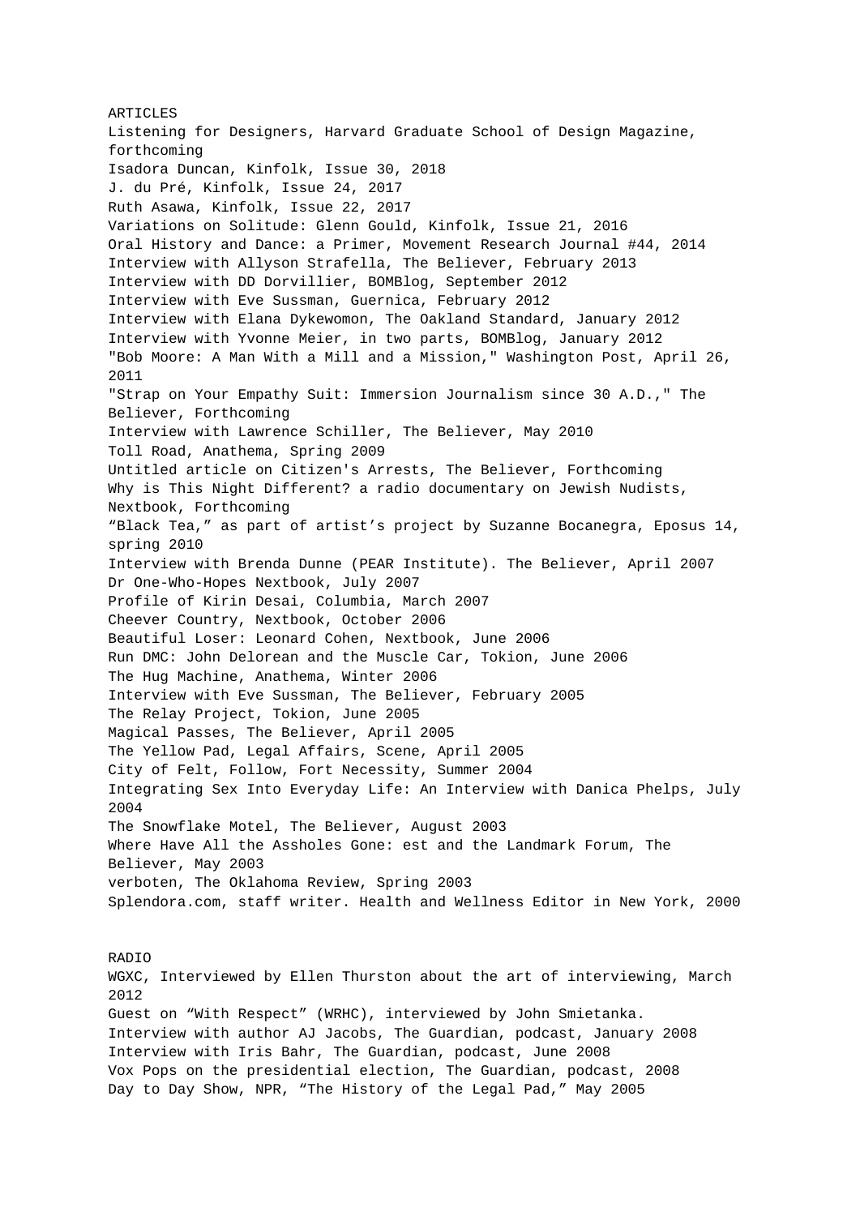## ARTICLES

Listening for Designers, Harvard Graduate School of Design Magazine, forthcoming
Isadora Duncan, Kinfolk, Issue 30, 2018
J. du Pré, Kinfolk, Issue 24, 2017
Ruth Asawa, Kinfolk, Issue 22, 2017
Variations on Solitude: Glenn Gould, Kinfolk, Issue 21, 2016
Oral History and Dance: a Primer, Movement Research Journal #44, 2014
Interview with Allyson Strafella, The Believer, February 2013
Interview with DD Dorvillier, BOMBlog, September 2012
Interview with Eve Sussman, Guernica, February 2012
Interview with Elana Dykewomon, The Oakland Standard, January 2012
Interview with Yvonne Meier, in two parts, BOMBlog, January 2012
"Bob Moore: A Man With a Mill and a Mission," Washington Post, April 26, 2011
"Strap on Your Empathy Suit: Immersion Journalism since 30 A.D.," The Believer, Forthcoming
Interview with Lawrence Schiller, The Believer, May 2010
Toll Road, Anathema, Spring 2009
Untitled article on Citizen's Arrests, The Believer, Forthcoming
Why is This Night Different? a radio documentary on Jewish Nudists, Nextbook, Forthcoming
“Black Tea,” as part of artist’s project by Suzanne Bocanegra, Eposus 14, spring 2010
Interview with Brenda Dunne (PEAR Institute). The Believer, April 2007
Dr One-Who-Hopes Nextbook, July 2007
Profile of Kirin Desai, Columbia, March 2007
Cheever Country, Nextbook, October 2006
Beautiful Loser: Leonard Cohen, Nextbook, June 2006
Run DMC: John Delorean and the Muscle Car, Tokion, June 2006
The Hug Machine, Anathema, Winter 2006
Interview with Eve Sussman, The Believer, February 2005
The Relay Project, Tokion, June 2005
Magical Passes, The Believer, April 2005
The Yellow Pad, Legal Affairs, Scene, April 2005
City of Felt, Follow, Fort Necessity, Summer 2004
Integrating Sex Into Everyday Life: An Interview with Danica Phelps, July 2004
The Snowflake Motel, The Believer, August 2003
Where Have All the Assholes Gone: est and the Landmark Forum, The Believer, May 2003
verboten, The Oklahoma Review, Spring 2003
Splendora.com, staff writer. Health and Wellness Editor in New York, 2000

## RADIO

WGXC, Interviewed by Ellen Thurston about the art of interviewing, March 2012
Guest on “With Respect” (WRHC), interviewed by John Smietanka.
Interview with author AJ Jacobs, The Guardian, podcast, January 2008
Interview with Iris Bahr, The Guardian, podcast, June 2008
Vox Pops on the presidential election, The Guardian, podcast, 2008
Day to Day Show, NPR, “The History of the Legal Pad,” May 2005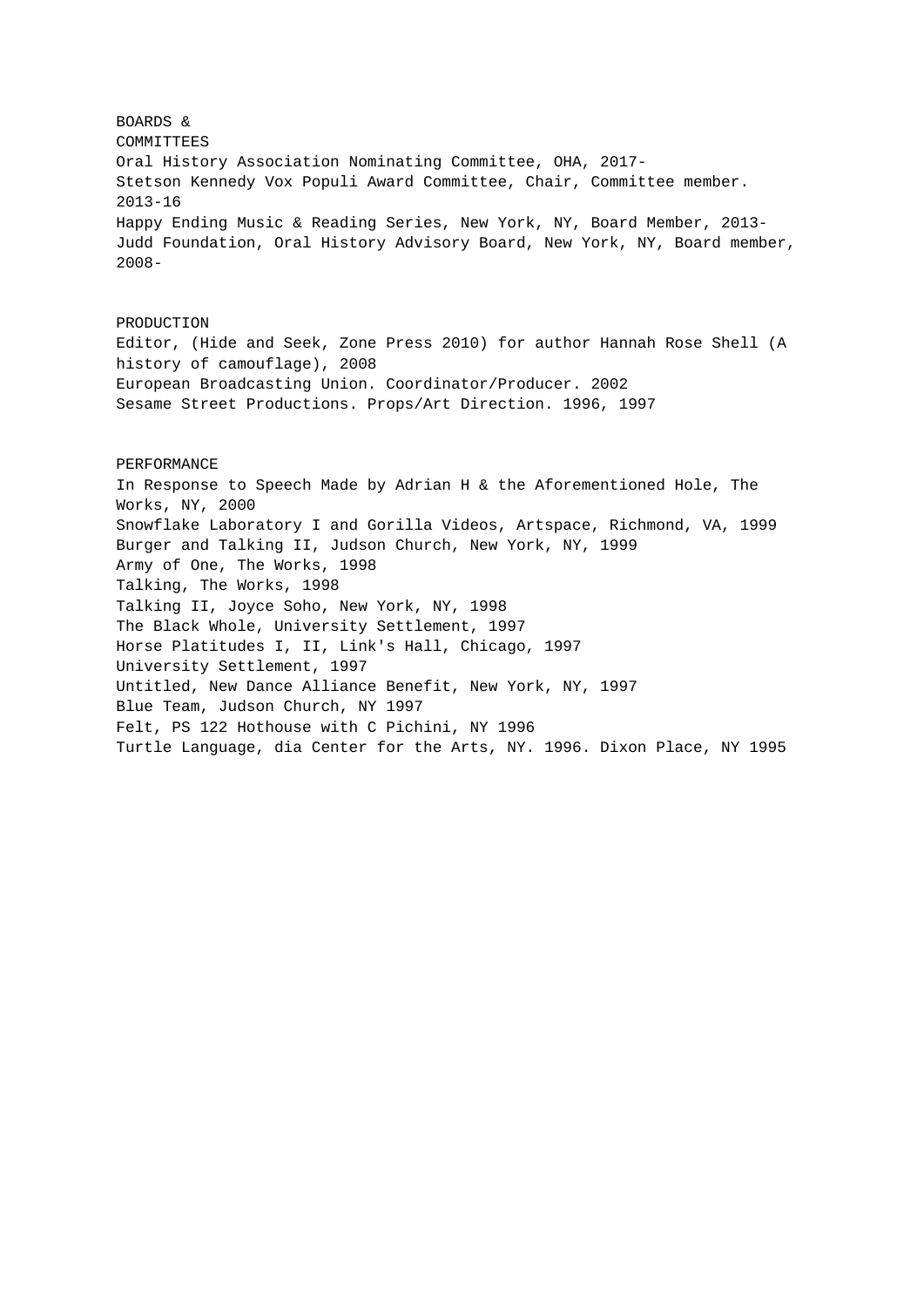## BOARDS & COMMITTEES

Oral History Association Nominating Committee, OHA, 2017-
Stetson Kennedy Vox Populi Award Committee, Chair, Committee member. 2013-16
Happy Ending Music & Reading Series, New York, NY, Board Member, 2013-
Judd Foundation, Oral History Advisory Board, New York, NY, Board member, 2008-

## PRODUCTION

Editor, (Hide and Seek, Zone Press 2010) for author Hannah Rose Shell (A history of camouflage), 2008
European Broadcasting Union. Coordinator/Producer. 2002
Sesame Street Productions. Props/Art Direction. 1996, 1997

## PERFORMANCE

In Response to Speech Made by Adrian H & the Aforementioned Hole, The Works, NY, 2000
Snowflake Laboratory I and Gorilla Videos, Artspace, Richmond, VA, 1999
Burger and Talking II, Judson Church, New York, NY, 1999
Army of One, The Works, 1998
Talking, The Works, 1998
Talking II, Joyce Soho, New York, NY, 1998
The Black Whole, University Settlement, 1997
Horse Platitudes I, II, Link's Hall, Chicago, 1997
University Settlement, 1997
Untitled, New Dance Alliance Benefit, New York, NY, 1997
Blue Team, Judson Church, NY 1997
Felt, PS 122 Hothouse with C Pichini, NY 1996
Turtle Language, dia Center for the Arts, NY. 1996. Dixon Place, NY 1995